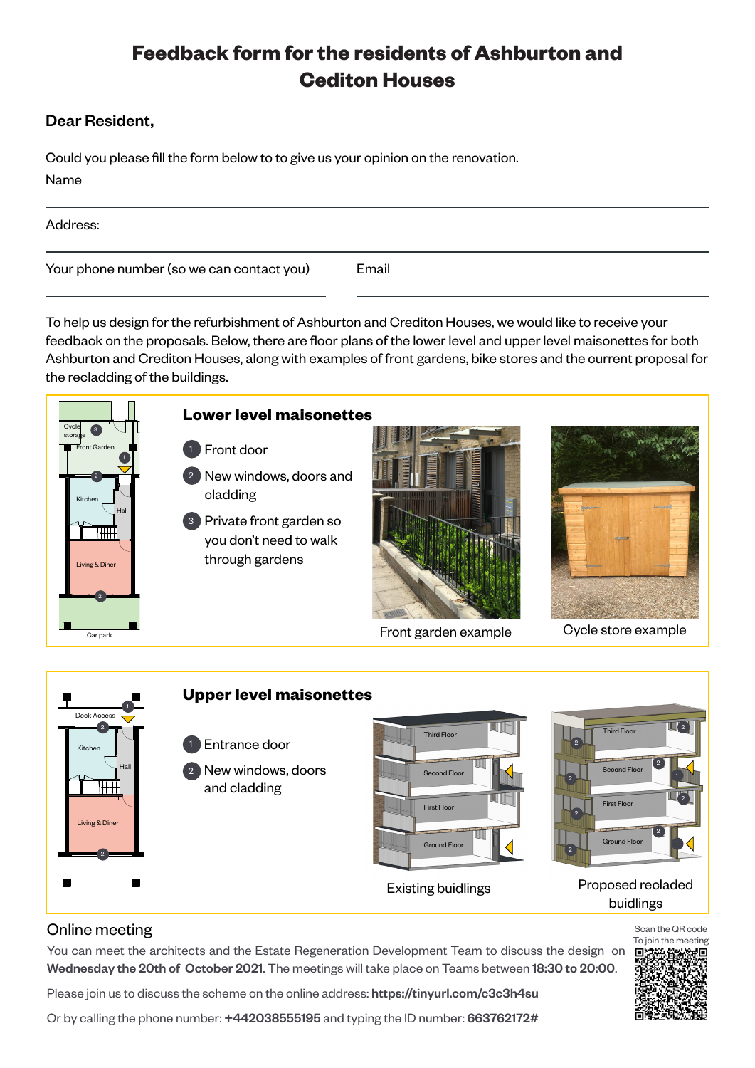# Feedback form for the residents of Ashburton and Cediton Houses

**Dear Resident,**

Could you please fill the form below to to give us your opinion on the renovation.

Name

Address:

Your phone number (so we can contact you)

Email

To help us design for the refurbishment of Ashburton and Crediton Houses, we would like to receive your feedback on the proposals. Below, there are floor plans of the lower level and upper level maisonettes for both Ashburton and Crediton Houses, along with examples of front gardens, bike stores and the current proposal for the recladding of the buildings.

## Lower level maisonettes

1. Front door
2. New windows, doors and cladding
3. Private front garden so you don't need to walk through gardens

Front garden example

Cycle store example

## Upper level maisonettes

1. Entrance door
2. New windows, doors and cladding

Existing buidlings

Proposed recladed buidlings

## Online meeting

You can meet the architects and the Estate Regeneration Development Team to discuss the design on **Wednesday the 20th of October 2021**. The meetings will take place on Teams between **18:30 to 20:00**.

Please join us to discuss the scheme on the online address: **https://tinyurl.com/c3c3h4su**

Or by calling the phone number: **+442038555195** and typing the ID number: **663762172#**

Scan the QR code To join the meeting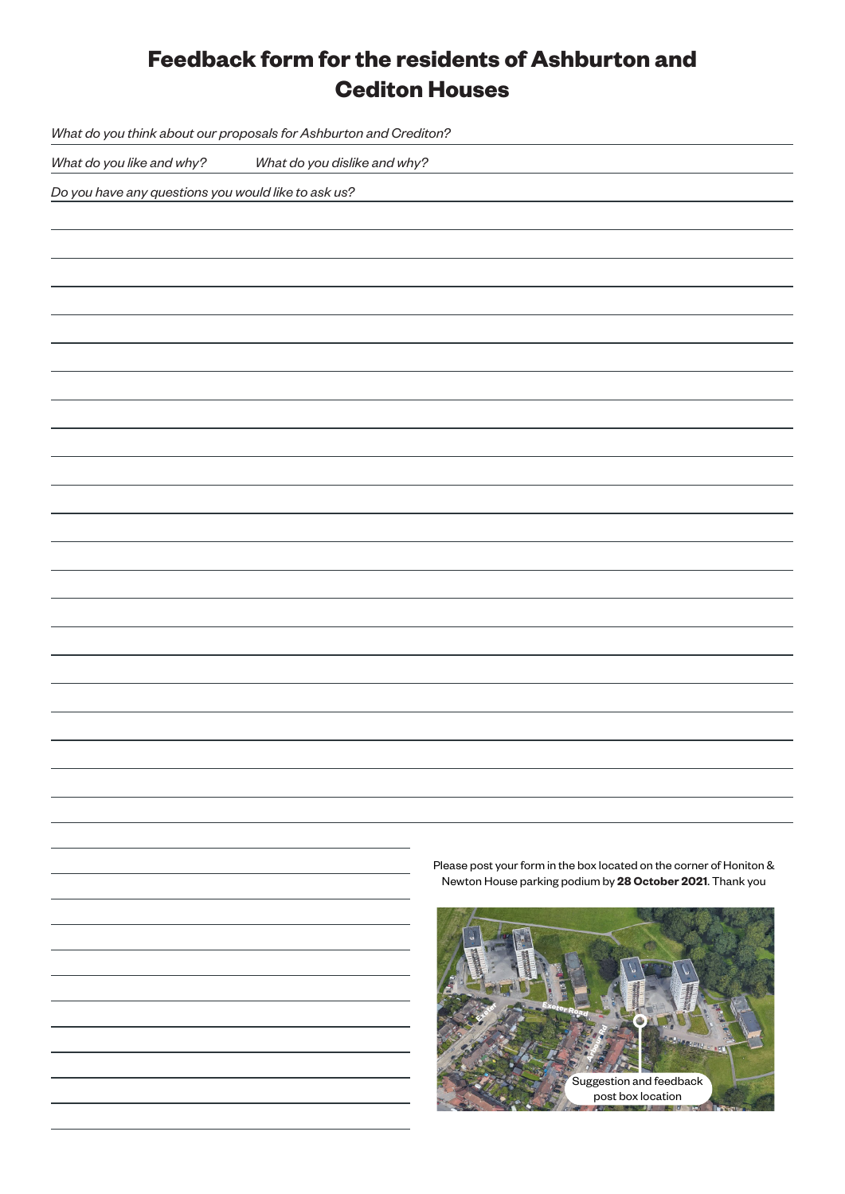# Feedback form for the residents of Ashburton and Cediton Houses

*What do you think about our proposals for Ashburton and Crediton?*

*What do you like and why?* *What do you dislike and why?*

*Do you have any questions you would like to ask us?*

Please post your form in the box located on the corner of Honiton & Newton House parking podium by **28 October 2021**. Thank you

Exeter

Exeter Road

Suggestion and feedback post box location